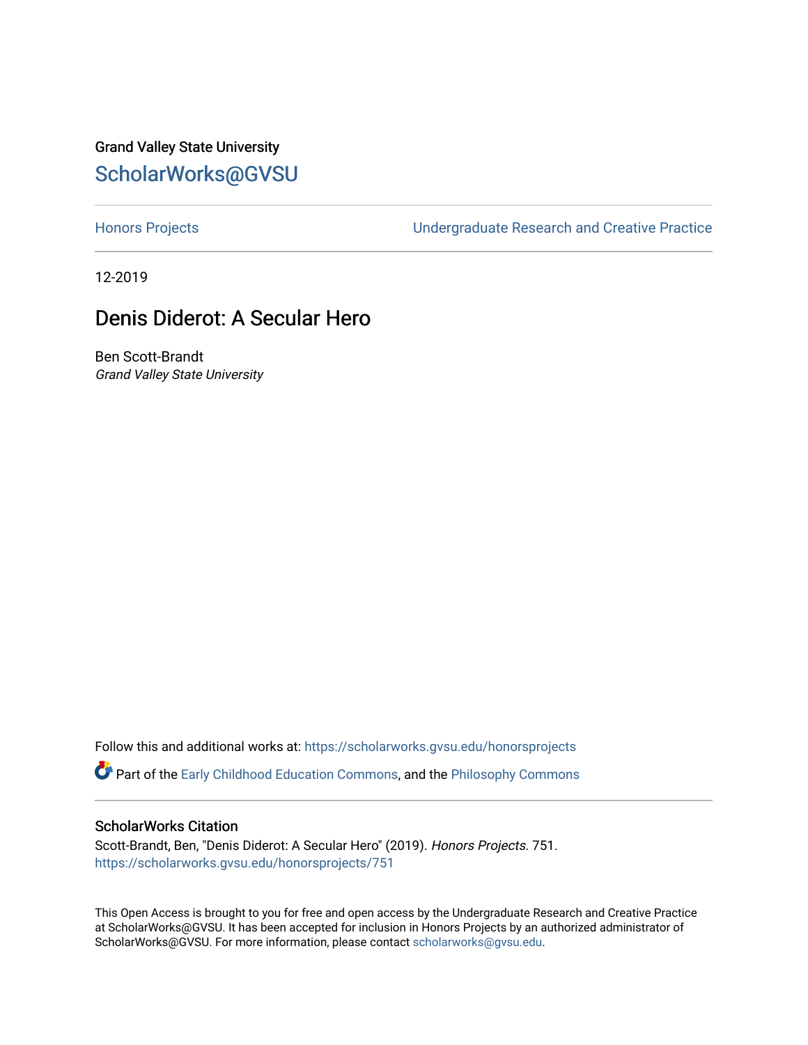Grand Valley State University

# ScholarWorks@GVSU

Honors Projects | Undergraduate Research and Creative Practice

12-2019

## Denis Diderot: A Secular Hero

Ben Scott-Brandt
*Grand Valley State University*

Follow this and additional works at: https://scholarworks.gvsu.edu/honorsprojects

Part of the Early Childhood Education Commons, and the Philosophy Commons

### ScholarWorks Citation

Scott-Brandt, Ben, "Denis Diderot: A Secular Hero" (2019). *Honors Projects*. 751.
https://scholarworks.gvsu.edu/honorsprojects/751

This Open Access is brought to you for free and open access by the Undergraduate Research and Creative Practice at ScholarWorks@GVSU. It has been accepted for inclusion in Honors Projects by an authorized administrator of ScholarWorks@GVSU. For more information, please contact scholarworks@gvsu.edu.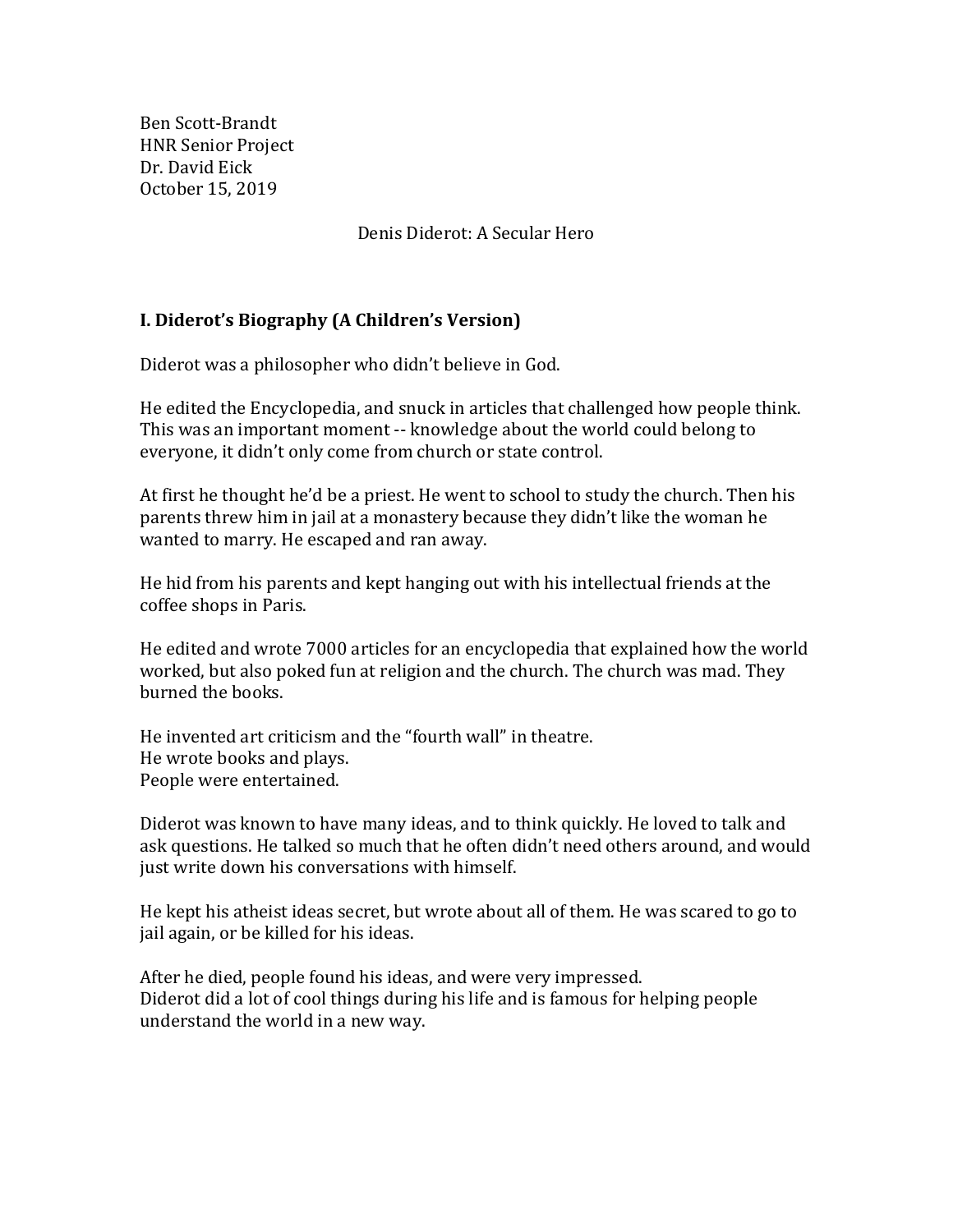Ben Scott-Brandt
HNR Senior Project
Dr. David Eick
October 15, 2019

Denis Diderot: A Secular Hero

## I. Diderot's Biography (A Children's Version)

Diderot was a philosopher who didn't believe in God.

He edited the Encyclopedia, and snuck in articles that challenged how people think. This was an important moment -- knowledge about the world could belong to everyone, it didn't only come from church or state control.

At first he thought he'd be a priest. He went to school to study the church. Then his parents threw him in jail at a monastery because they didn't like the woman he wanted to marry. He escaped and ran away.

He hid from his parents and kept hanging out with his intellectual friends at the coffee shops in Paris.

He edited and wrote 7000 articles for an encyclopedia that explained how the world worked, but also poked fun at religion and the church. The church was mad. They burned the books.

He invented art criticism and the "fourth wall" in theatre.
He wrote books and plays.
People were entertained.

Diderot was known to have many ideas, and to think quickly. He loved to talk and ask questions. He talked so much that he often didn't need others around, and would just write down his conversations with himself.

He kept his atheist ideas secret, but wrote about all of them. He was scared to go to jail again, or be killed for his ideas.

After he died, people found his ideas, and were very impressed.
Diderot did a lot of cool things during his life and is famous for helping people understand the world in a new way.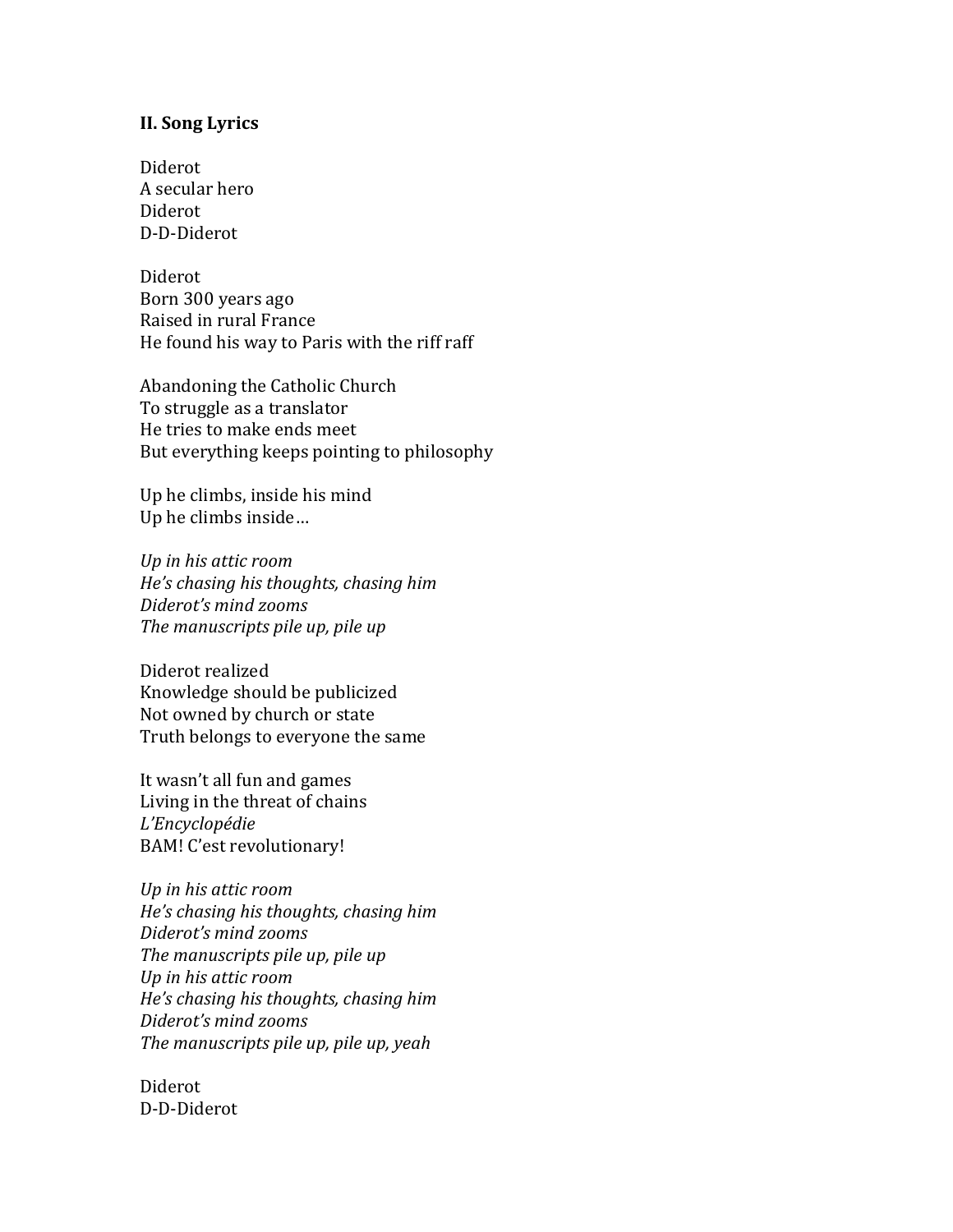### II. Song Lyrics

Diderot
A secular hero
Diderot
D-D-Diderot

Diderot
Born 300 years ago
Raised in rural France
He found his way to Paris with the riff raff

Abandoning the Catholic Church
To struggle as a translator
He tries to make ends meet
But everything keeps pointing to philosophy

Up he climbs, inside his mind
Up he climbs inside…

*Up in his attic room*
*He's chasing his thoughts, chasing him*
*Diderot's mind zooms*
*The manuscripts pile up, pile up*

Diderot realized
Knowledge should be publicized
Not owned by church or state
Truth belongs to everyone the same

It wasn't all fun and games
Living in the threat of chains
*L'Encyclopédie*
BAM! C'est revolutionary!

*Up in his attic room*
*He's chasing his thoughts, chasing him*
*Diderot's mind zooms*
*The manuscripts pile up, pile up*
*Up in his attic room*
*He's chasing his thoughts, chasing him*
*Diderot's mind zooms*
*The manuscripts pile up, pile up, yeah*

Diderot
D-D-Diderot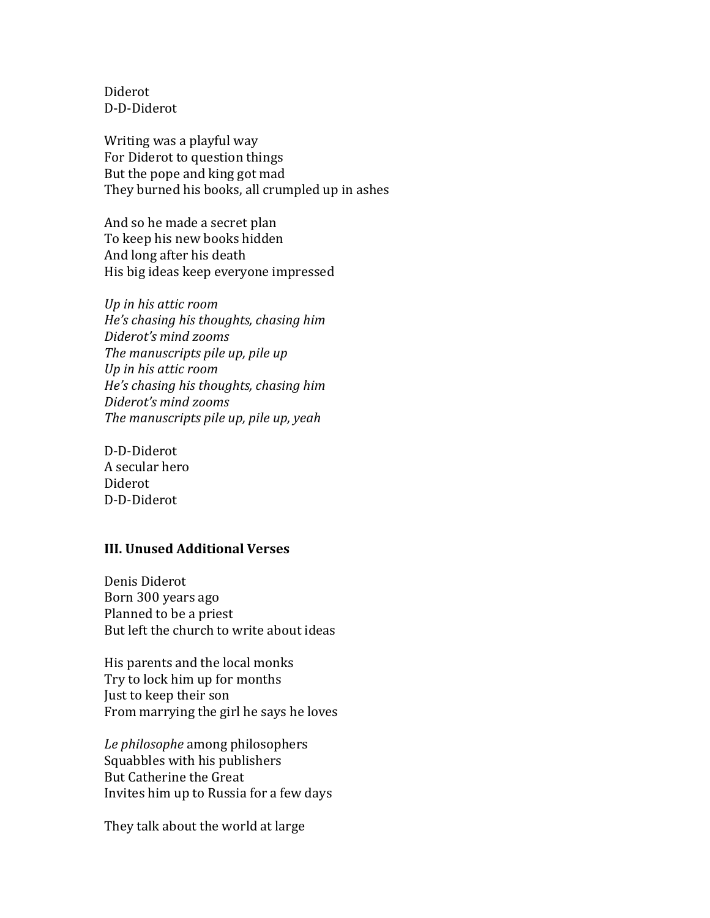Diderot
D-D-Diderot

Writing was a playful way
For Diderot to question things
But the pope and king got mad
They burned his books, all crumpled up in ashes

And so he made a secret plan
To keep his new books hidden
And long after his death
His big ideas keep everyone impressed

*Up in his attic room*
*He's chasing his thoughts, chasing him*
*Diderot's mind zooms*
*The manuscripts pile up, pile up*
*Up in his attic room*
*He's chasing his thoughts, chasing him*
*Diderot's mind zooms*
*The manuscripts pile up, pile up, yeah*

D-D-Diderot
A secular hero
Diderot
D-D-Diderot

### III. Unused Additional Verses

Denis Diderot
Born 300 years ago
Planned to be a priest
But left the church to write about ideas

His parents and the local monks
Try to lock him up for months
Just to keep their son
From marrying the girl he says he loves

*Le philosophe* among philosophers
Squabbles with his publishers
But Catherine the Great
Invites him up to Russia for a few days

They talk about the world at large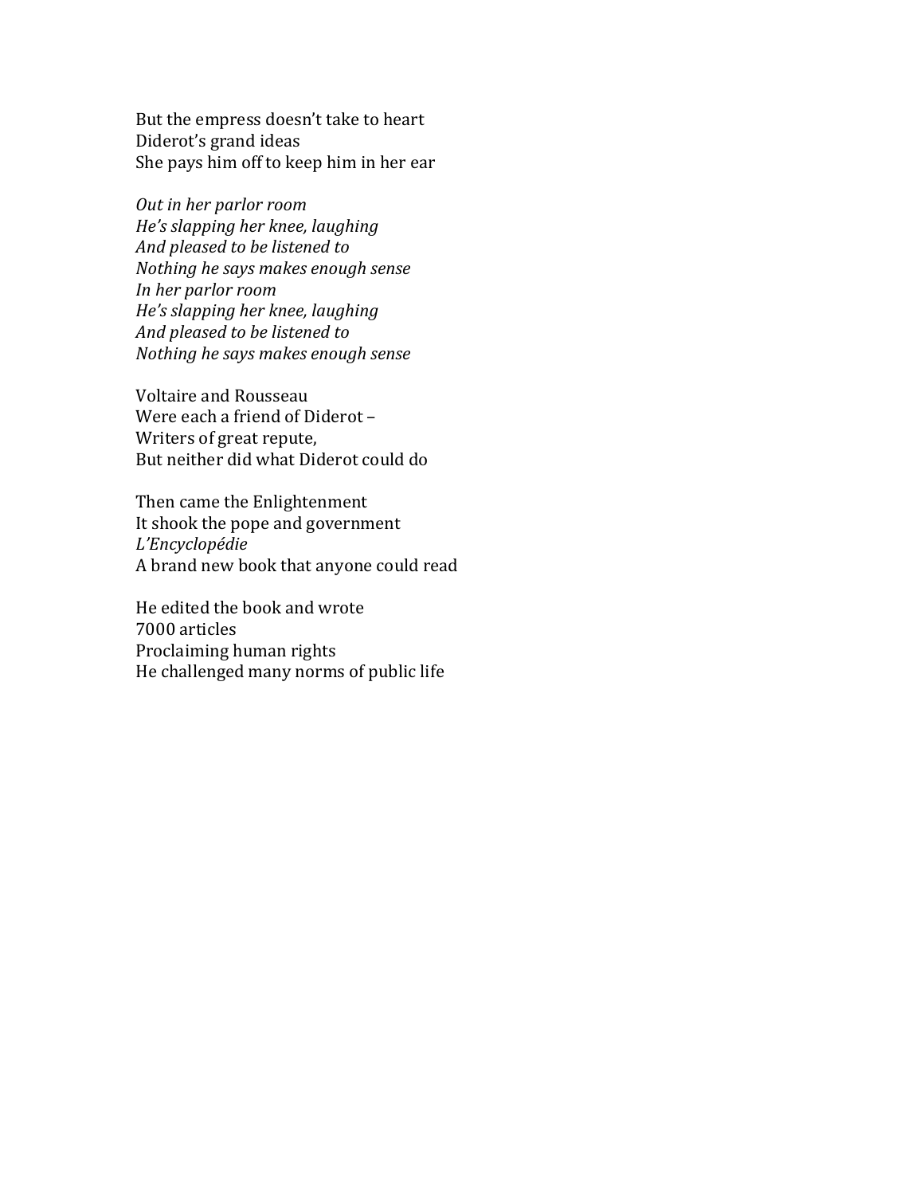But the empress doesn't take to heart  
Diderot's grand ideas  
She pays him off to keep him in her ear

*Out in her parlor room*  
*He's slapping her knee, laughing*  
*And pleased to be listened to*  
*Nothing he says makes enough sense*  
*In her parlor room*  
*He's slapping her knee, laughing*  
*And pleased to be listened to*  
*Nothing he says makes enough sense*

Voltaire and Rousseau  
Were each a friend of Diderot –  
Writers of great repute,  
But neither did what Diderot could do

Then came the Enlightenment  
It shook the pope and government  
*L'Encyclopédie*  
A brand new book that anyone could read

He edited the book and wrote  
7000 articles  
Proclaiming human rights  
He challenged many norms of public life